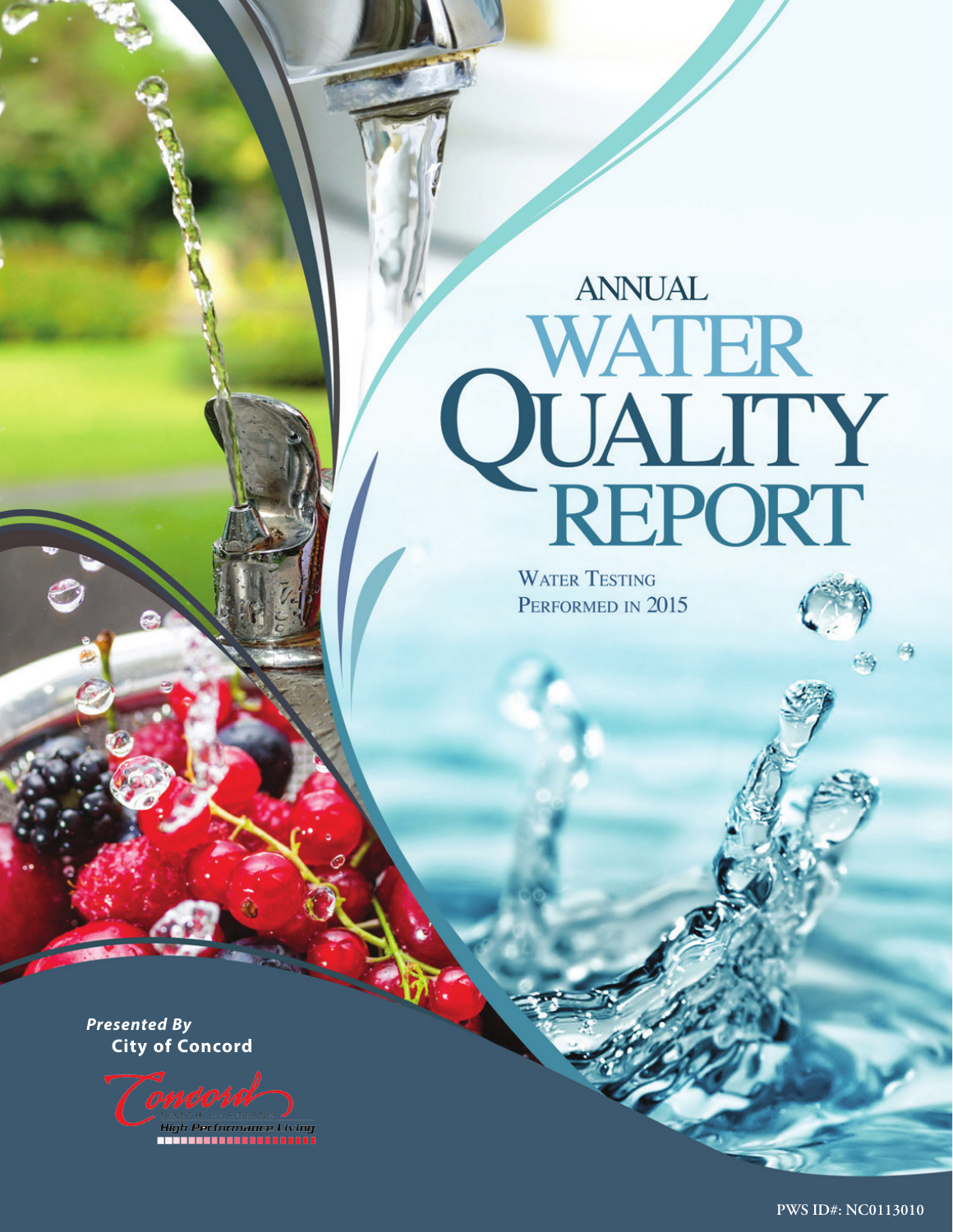# ANNUAL WATER QUALITY REPORT

WATER TESTING PERFORMED IN 2015

*Presented By*
**City of Concord**

PWS ID#: NC0113010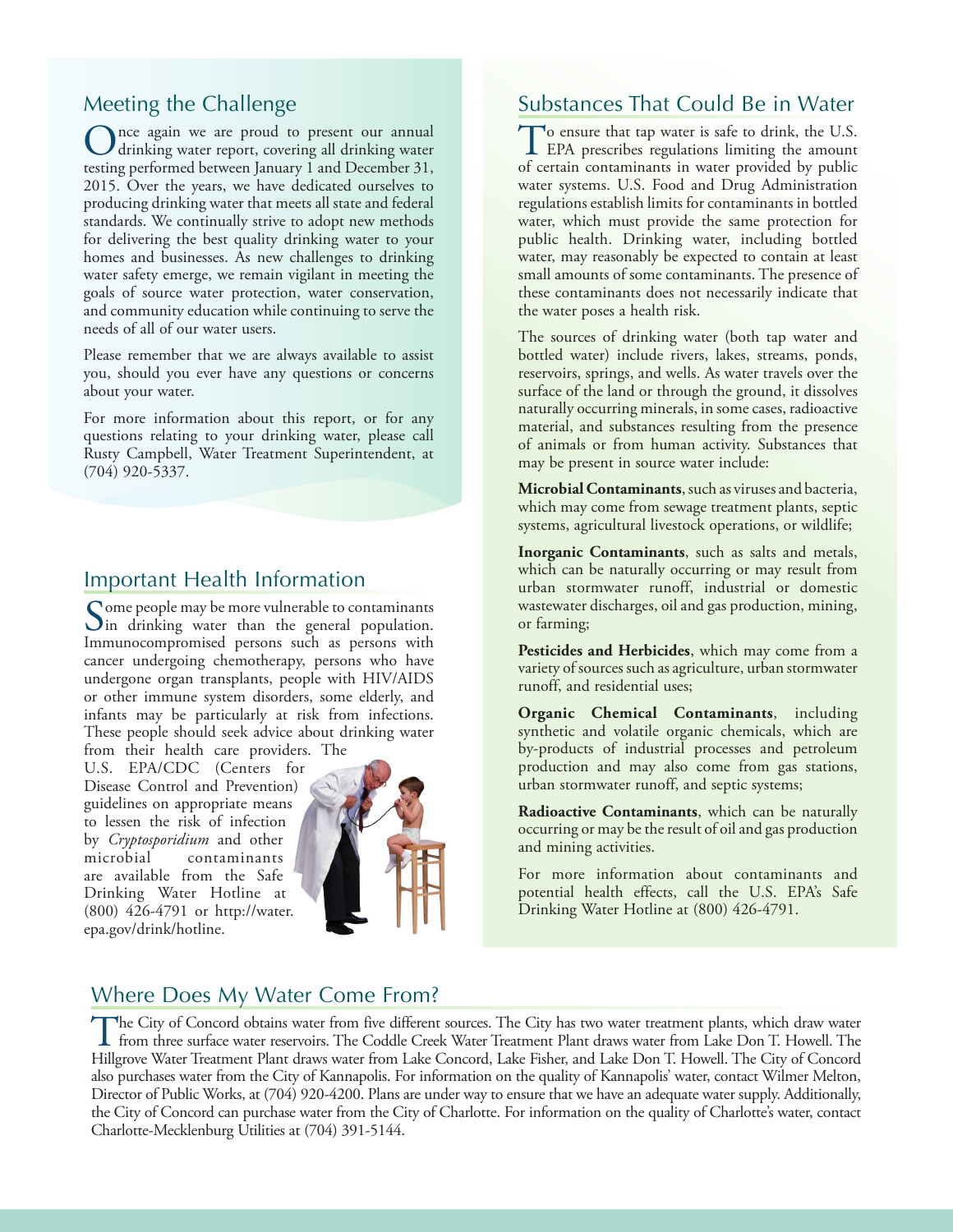## Meeting the Challenge

Once again we are proud to present our annual drinking water report, covering all drinking water testing performed between January 1 and December 31, 2015. Over the years, we have dedicated ourselves to producing drinking water that meets all state and federal standards. We continually strive to adopt new methods for delivering the best quality drinking water to your homes and businesses. As new challenges to drinking water safety emerge, we remain vigilant in meeting the goals of source water protection, water conservation, and community education while continuing to serve the needs of all of our water users.

Please remember that we are always available to assist you, should you ever have any questions or concerns about your water.

For more information about this report, or for any questions relating to your drinking water, please call Rusty Campbell, Water Treatment Superintendent, at (704) 920-5337.

## Important Health Information

Some people may be more vulnerable to contaminants in drinking water than the general population. Immunocompromised persons such as persons with cancer undergoing chemotherapy, persons who have undergone organ transplants, people with HIV/AIDS or other immune system disorders, some elderly, and infants may be particularly at risk from infections. These people should seek advice about drinking water from their health care providers. The U.S. EPA/CDC (Centers for Disease Control and Prevention) guidelines on appropriate means to lessen the risk of infection by *Cryptosporidium* and other microbial contaminants are available from the Safe Drinking Water Hotline at (800) 426-4791 or http://water.epa.gov/drink/hotline.

## Substances That Could Be in Water

To ensure that tap water is safe to drink, the U.S. EPA prescribes regulations limiting the amount of certain contaminants in water provided by public water systems. U.S. Food and Drug Administration regulations establish limits for contaminants in bottled water, which must provide the same protection for public health. Drinking water, including bottled water, may reasonably be expected to contain at least small amounts of some contaminants. The presence of these contaminants does not necessarily indicate that the water poses a health risk.

The sources of drinking water (both tap water and bottled water) include rivers, lakes, streams, ponds, reservoirs, springs, and wells. As water travels over the surface of the land or through the ground, it dissolves naturally occurring minerals, in some cases, radioactive material, and substances resulting from the presence of animals or from human activity. Substances that may be present in source water include:

**Microbial Contaminants**, such as viruses and bacteria, which may come from sewage treatment plants, septic systems, agricultural livestock operations, or wildlife;

**Inorganic Contaminants**, such as salts and metals, which can be naturally occurring or may result from urban stormwater runoff, industrial or domestic wastewater discharges, oil and gas production, mining, or farming;

**Pesticides and Herbicides**, which may come from a variety of sources such as agriculture, urban stormwater runoff, and residential uses;

**Organic Chemical Contaminants**, including synthetic and volatile organic chemicals, which are by-products of industrial processes and petroleum production and may also come from gas stations, urban stormwater runoff, and septic systems;

**Radioactive Contaminants**, which can be naturally occurring or may be the result of oil and gas production and mining activities.

For more information about contaminants and potential health effects, call the U.S. EPA's Safe Drinking Water Hotline at (800) 426-4791.

## Where Does My Water Come From?

The City of Concord obtains water from five different sources. The City has two water treatment plants, which draw water from three surface water reservoirs. The Coddle Creek Water Treatment Plant draws water from Lake Don T. Howell. The Hillgrove Water Treatment Plant draws water from Lake Concord, Lake Fisher, and Lake Don T. Howell. The City of Concord also purchases water from the City of Kannapolis. For information on the quality of Kannapolis' water, contact Wilmer Melton, Director of Public Works, at (704) 920-4200. Plans are under way to ensure that we have an adequate water supply. Additionally, the City of Concord can purchase water from the City of Charlotte. For information on the quality of Charlotte's water, contact Charlotte-Mecklenburg Utilities at (704) 391-5144.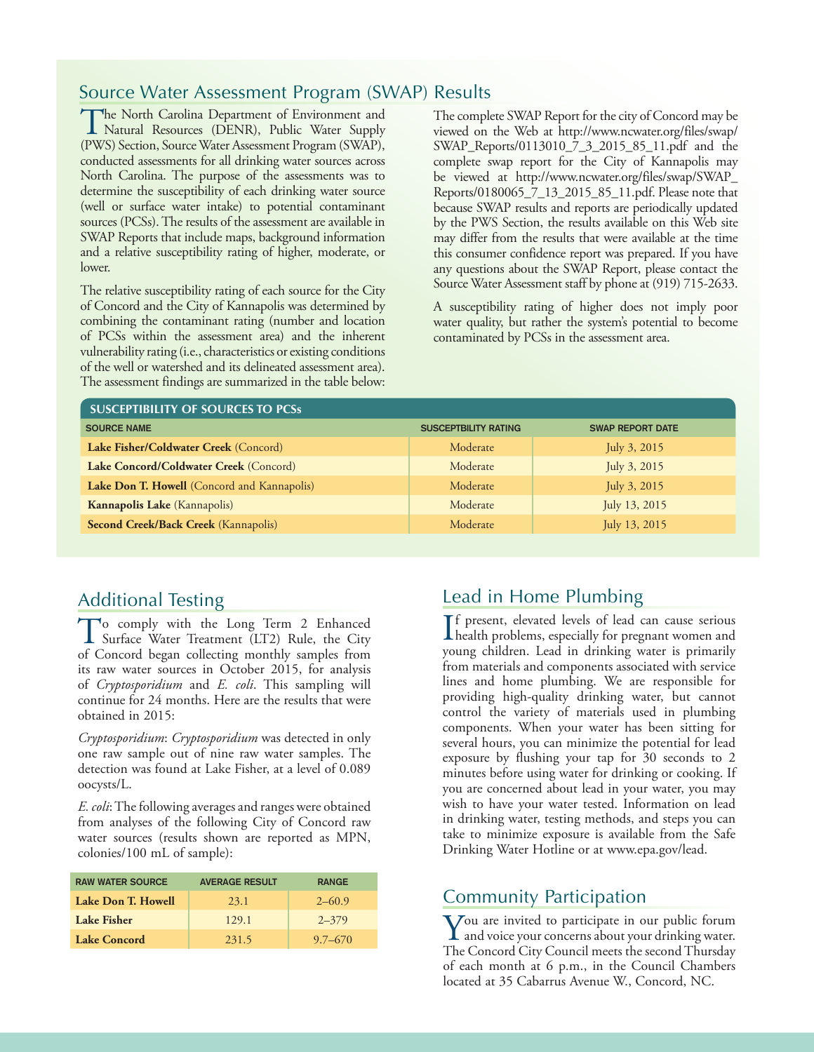## Source Water Assessment Program (SWAP) Results

The North Carolina Department of Environment and Natural Resources (DENR), Public Water Supply (PWS) Section, Source Water Assessment Program (SWAP), conducted assessments for all drinking water sources across North Carolina. The purpose of the assessments was to determine the susceptibility of each drinking water source (well or surface water intake) to potential contaminant sources (PCSs). The results of the assessment are available in SWAP Reports that include maps, background information and a relative susceptibility rating of higher, moderate, or lower.

The relative susceptibility rating of each source for the City of Concord and the City of Kannapolis was determined by combining the contaminant rating (number and location of PCSs within the assessment area) and the inherent vulnerability rating (i.e., characteristics or existing conditions of the well or watershed and its delineated assessment area). The assessment findings are summarized in the table below:

The complete SWAP Report for the city of Concord may be viewed on the Web at http://www.ncwater.org/files/swap/SWAP_Reports/0113010_7_3_2015_85_11.pdf and the complete swap report for the City of Kannapolis may be viewed at http://www.ncwater.org/files/swap/SWAP_Reports/0180065_7_13_2015_85_11.pdf. Please note that because SWAP results and reports are periodically updated by the PWS Section, the results available on this Web site may differ from the results that were available at the time this consumer confidence report was prepared. If you have any questions about the SWAP Report, please contact the Source Water Assessment staff by phone at (919) 715-2633.

A susceptibility rating of higher does not imply poor water quality, but rather the system's potential to become contaminated by PCSs in the assessment area.

**SUSCEPTIBILITY OF SOURCES TO PCSs**

| SOURCE NAME | SUSCEPTBILITY RATING | SWAP REPORT DATE |
|---|---|---|
| **Lake Fisher/Coldwater Creek** (Concord) | Moderate | July 3, 2015 |
| **Lake Concord/Coldwater Creek** (Concord) | Moderate | July 3, 2015 |
| **Lake Don T. Howell** (Concord and Kannapolis) | Moderate | July 3, 2015 |
| **Kannapolis Lake** (Kannapolis) | Moderate | July 13, 2015 |
| **Second Creek/Back Creek** (Kannapolis) | Moderate | July 13, 2015 |

## Additional Testing

To comply with the Long Term 2 Enhanced Surface Water Treatment (LT2) Rule, the City of Concord began collecting monthly samples from its raw water sources in October 2015, for analysis of *Cryptosporidium* and *E. coli*. This sampling will continue for 24 months. Here are the results that were obtained in 2015:

*Cryptosporidium*: *Cryptosporidium* was detected in only one raw sample out of nine raw water samples. The detection was found at Lake Fisher, at a level of 0.089 oocysts/L.

*E. coli*: The following averages and ranges were obtained from analyses of the following City of Concord raw water sources (results shown are reported as MPN, colonies/100 mL of sample):

| RAW WATER SOURCE | AVERAGE RESULT | RANGE |
|---|---|---|
| **Lake Don T. Howell** | 23.1 | 2–60.9 |
| **Lake Fisher** | 129.1 | 2–379 |
| **Lake Concord** | 231.5 | 9.7–670 |

## Lead in Home Plumbing

If present, elevated levels of lead can cause serious health problems, especially for pregnant women and young children. Lead in drinking water is primarily from materials and components associated with service lines and home plumbing. We are responsible for providing high-quality drinking water, but cannot control the variety of materials used in plumbing components. When your water has been sitting for several hours, you can minimize the potential for lead exposure by flushing your tap for 30 seconds to 2 minutes before using water for drinking or cooking. If you are concerned about lead in your water, you may wish to have your water tested. Information on lead in drinking water, testing methods, and steps you can take to minimize exposure is available from the Safe Drinking Water Hotline or at www.epa.gov/lead.

## Community Participation

You are invited to participate in our public forum and voice your concerns about your drinking water. The Concord City Council meets the second Thursday of each month at 6 p.m., in the Council Chambers located at 35 Cabarrus Avenue W., Concord, NC.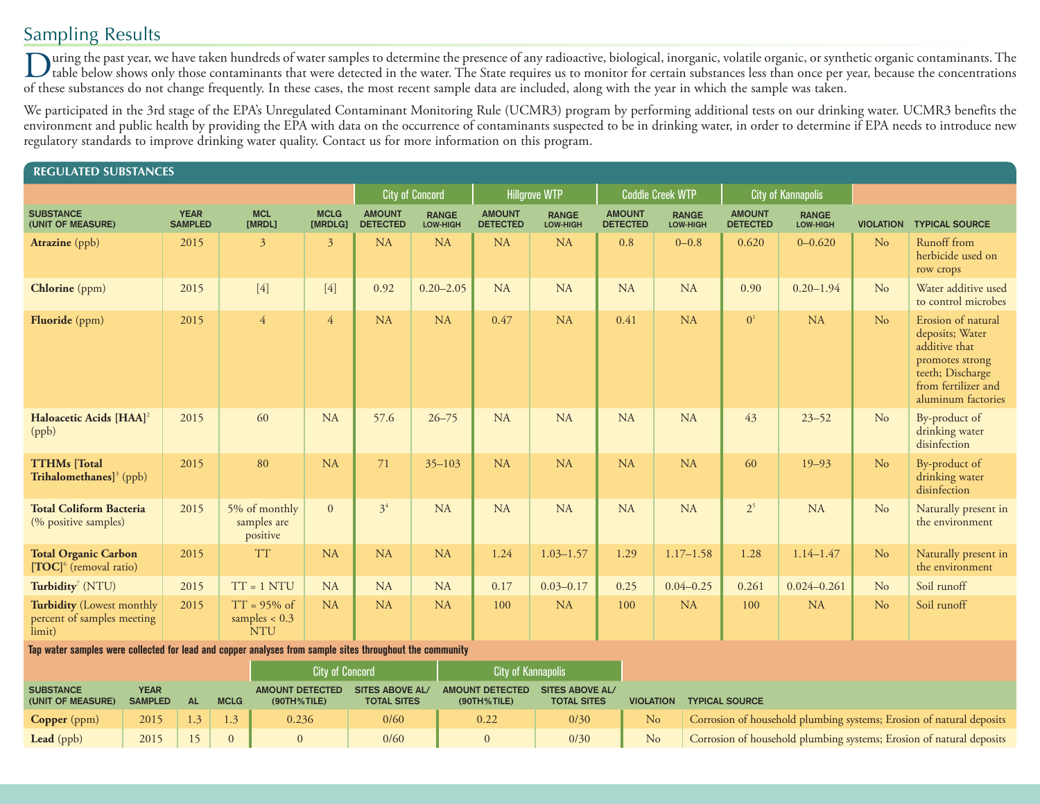## Sampling Results

During the past year, we have taken hundreds of water samples to determine the presence of any radioactive, biological, inorganic, volatile organic, or synthetic organic contaminants. The table below shows only those contaminants that were detected in the water. The State requires us to monitor for certain substances less than once per year, because the concentrations of these substances do not change frequently. In these cases, the most recent sample data are included, along with the year in which the sample was taken.

We participated in the 3rd stage of the EPA's Unregulated Contaminant Monitoring Rule (UCMR3) program by performing additional tests on our drinking water. UCMR3 benefits the environment and public health by providing the EPA with data on the occurrence of contaminants suspected to be in drinking water, in order to determine if EPA needs to introduce new regulatory standards to improve drinking water quality. Contact us for more information on this program.

### REGULATED SUBSTANCES

| | | | | City of Concord | | Hillgrove WTP | | Coddle Creek WTP | | City of Kannapolis | | | |
|---|---|---|---|---|---|---|---|---|---|---|---|---|---|
| SUBSTANCE (UNIT OF MEASURE) | YEAR SAMPLED | MCL [MRDL] | MCLG [MRDLG] | AMOUNT DETECTED | RANGE LOW-HIGH | AMOUNT DETECTED | RANGE LOW-HIGH | AMOUNT DETECTED | RANGE LOW-HIGH | AMOUNT DETECTED | RANGE LOW-HIGH | VIOLATION | TYPICAL SOURCE |
| **Atrazine** (ppb) | 2015 | 3 | 3 | NA | NA | NA | NA | 0.8 | 0–0.8 | 0.620 | 0–0.620 | No | Runoff from herbicide used on row crops |
| **Chlorine** (ppm) | 2015 | [4] | [4] | 0.92 | 0.20–2.05 | NA | NA | NA | NA | 0.90 | 0.20–1.94 | No | Water additive used to control microbes |
| **Fluoride** (ppm) | 2015 | 4 | 4 | NA | NA | 0.47 | NA | 0.41 | NA | 0[1] | NA | No | Erosion of natural deposits; Water additive that promotes strong teeth; Discharge from fertilizer and aluminum factories |
| **Haloacetic Acids [HAA]**[2] (ppb) | 2015 | 60 | NA | 57.6 | 26–75 | NA | NA | NA | NA | 43 | 23–52 | No | By-product of drinking water disinfection |
| **TTHMs [Total Trihalomethanes]**[3] (ppb) | 2015 | 80 | NA | 71 | 35–103 | NA | NA | NA | NA | 60 | 19–93 | No | By-product of drinking water disinfection |
| **Total Coliform Bacteria** (% positive samples) | 2015 | 5% of monthly samples are positive | 0 | 3[4] | NA | NA | NA | NA | NA | 2[5] | NA | No | Naturally present in the environment |
| **Total Organic Carbon [TOC]**[6] (removal ratio) | 2015 | TT | NA | NA | NA | 1.24 | 1.03–1.57 | 1.29 | 1.17–1.58 | 1.28 | 1.14–1.47 | No | Naturally present in the environment |
| **Turbidity**[7] (NTU) | 2015 | TT = 1 NTU | NA | NA | NA | 0.17 | 0.03–0.17 | 0.25 | 0.04–0.25 | 0.261 | 0.024–0.261 | No | Soil runoff |
| **Turbidity** (Lowest monthly percent of samples meeting limit) | 2015 | TT = 95% of samples < 0.3 NTU | NA | NA | NA | 100 | NA | 100 | NA | 100 | NA | No | Soil runoff |

**Tap water samples were collected for lead and copper analyses from sample sites throughout the community**

| | | | | City of Concord | | City of Kannapolis | | | |
|---|---|---|---|---|---|---|---|---|---|
| SUBSTANCE (UNIT OF MEASURE) | YEAR SAMPLED | AL | MCLG | AMOUNT DETECTED (90TH%TILE) | SITES ABOVE AL/TOTAL SITES | AMOUNT DETECTED (90TH%TILE) | SITES ABOVE AL/TOTAL SITES | VIOLATION | TYPICAL SOURCE |
| **Copper** (ppm) | 2015 | 1.3 | 1.3 | 0.236 | 0/60 | 0.22 | 0/30 | No | Corrosion of household plumbing systems; Erosion of natural deposits |
| **Lead** (ppb) | 2015 | 15 | 0 | 0 | 0/60 | 0 | 0/30 | No | Corrosion of household plumbing systems; Erosion of natural deposits |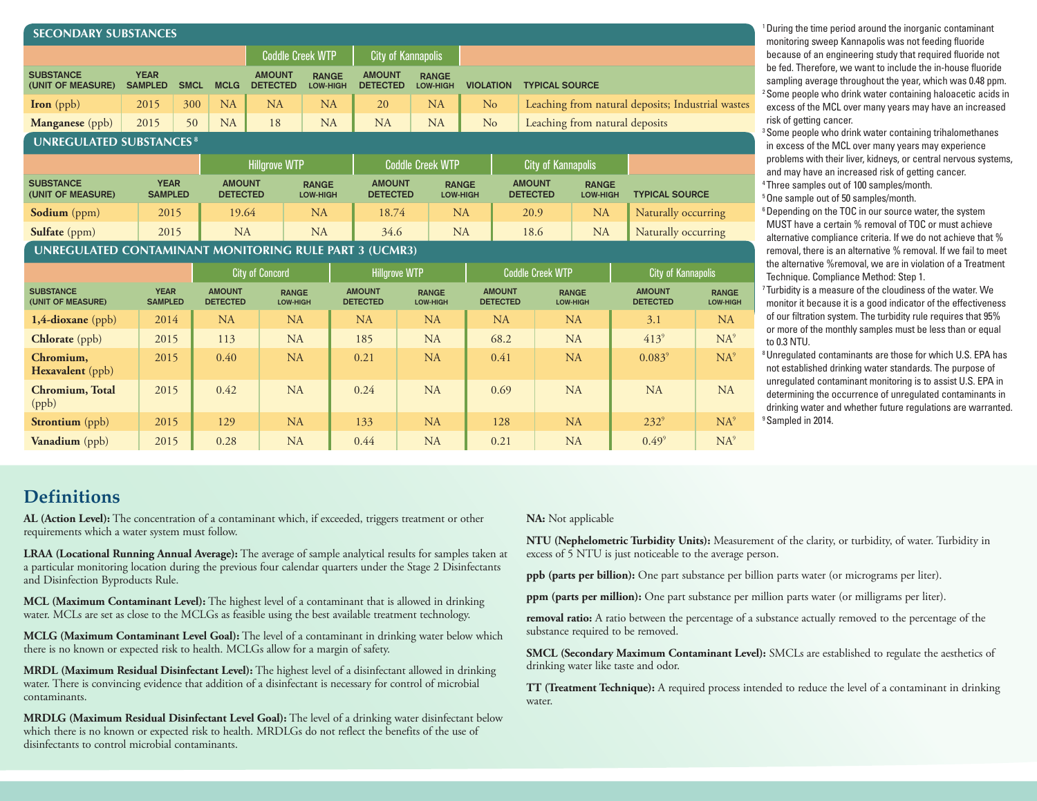## SECONDARY SUBSTANCES

| | | | | Coddle Creek WTP | | City of Kannapolis | | | |
|---|---|---|---|---|---|---|---|---|---|
| SUBSTANCE (UNIT OF MEASURE) | YEAR SAMPLED | SMCL | MCLG | AMOUNT DETECTED | RANGE LOW-HIGH | AMOUNT DETECTED | RANGE LOW-HIGH | VIOLATION | TYPICAL SOURCE |
| **Iron** (ppb) | 2015 | 300 | NA | NA | NA | 20 | NA | No | Leaching from natural deposits; Industrial wastes |
| **Manganese** (ppb) | 2015 | 50 | NA | 18 | NA | NA | NA | No | Leaching from natural deposits |

## UNREGULATED SUBSTANCES [8]

| | | Hillgrove WTP | | Coddle Creek WTP | | City of Kannapolis | | |
|---|---|---|---|---|---|---|---|---|
| SUBSTANCE (UNIT OF MEASURE) | YEAR SAMPLED | AMOUNT DETECTED | RANGE LOW-HIGH | AMOUNT DETECTED | RANGE LOW-HIGH | AMOUNT DETECTED | RANGE LOW-HIGH | TYPICAL SOURCE |
| **Sodium** (ppm) | 2015 | 19.64 | NA | 18.74 | NA | 20.9 | NA | Naturally occurring |
| **Sulfate** (ppm) | 2015 | NA | NA | 34.6 | NA | 18.6 | NA | Naturally occurring |

## UNREGULATED CONTAMINANT MONITORING RULE PART 3 (UCMR3)

| | | City of Concord | | Hillgrove WTP | | Coddle Creek WTP | | City of Kannapolis | |
|---|---|---|---|---|---|---|---|---|---|
| SUBSTANCE (UNIT OF MEASURE) | YEAR SAMPLED | AMOUNT DETECTED | RANGE LOW-HIGH | AMOUNT DETECTED | RANGE LOW-HIGH | AMOUNT DETECTED | RANGE LOW-HIGH | AMOUNT DETECTED | RANGE LOW-HIGH |
| **1,4-dioxane** (ppb) | 2014 | NA | NA | NA | NA | NA | NA | 3.1 | NA |
| **Chlorate** (ppb) | 2015 | 113 | NA | 185 | NA | 68.2 | NA | 413[9] | NA[9] |
| **Chromium, Hexavalent** (ppb) | 2015 | 0.40 | NA | 0.21 | NA | 0.41 | NA | 0.083[9] | NA[9] |
| **Chromium, Total** (ppb) | 2015 | 0.42 | NA | 0.24 | NA | 0.69 | NA | NA | NA |
| **Strontium** (ppb) | 2015 | 129 | NA | 133 | NA | 128 | NA | 232[9] | NA[9] |
| **Vanadium** (ppb) | 2015 | 0.28 | NA | 0.44 | NA | 0.21 | NA | 0.49[9] | NA[9] |

[1] During the time period around the inorganic contaminant monitoring sweep Kannapolis was not feeding fluoride because of an engineering study that required fluoride not be fed. Therefore, we want to include the in-house fluoride sampling average throughout the year, which was 0.48 ppm.
[2] Some people who drink water containing haloacetic acids in excess of the MCL over many years may have an increased risk of getting cancer.
[3] Some people who drink water containing trihalomethanes in excess of the MCL over many years may experience problems with their liver, kidneys, or central nervous systems, and may have an increased risk of getting cancer.
[4] Three samples out of 100 samples/month.
[5] One sample out of 50 samples/month.
[6] Depending on the TOC in our source water, the system MUST have a certain % removal of TOC or must achieve alternative compliance criteria. If we do not achieve that % removal, there is an alternative % removal. If we fail to meet the alternative %removal, we are in violation of a Treatment Technique. Compliance Method: Step 1.
[7] Turbidity is a measure of the cloudiness of the water. We monitor it because it is a good indicator of the effectiveness of our filtration system. The turbidity rule requires that 95% or more of the monthly samples must be less than or equal to 0.3 NTU.
[8] Unregulated contaminants are those for which U.S. EPA has not established drinking water standards. The purpose of unregulated contaminant monitoring is to assist U.S. EPA in determining the occurrence of unregulated contaminants in drinking water and whether future regulations are warranted.
[9] Sampled in 2014.

# Definitions

**AL (Action Level):** The concentration of a contaminant which, if exceeded, triggers treatment or other requirements which a water system must follow.

**LRAA (Locational Running Annual Average):** The average of sample analytical results for samples taken at a particular monitoring location during the previous four calendar quarters under the Stage 2 Disinfectants and Disinfection Byproducts Rule.

**MCL (Maximum Contaminant Level):** The highest level of a contaminant that is allowed in drinking water. MCLs are set as close to the MCLGs as feasible using the best available treatment technology.

**MCLG (Maximum Contaminant Level Goal):** The level of a contaminant in drinking water below which there is no known or expected risk to health. MCLGs allow for a margin of safety.

**MRDL (Maximum Residual Disinfectant Level):** The highest level of a disinfectant allowed in drinking water. There is convincing evidence that addition of a disinfectant is necessary for control of microbial contaminants.

**MRDLG (Maximum Residual Disinfectant Level Goal):** The level of a drinking water disinfectant below which there is no known or expected risk to health. MRDLGs do not reflect the benefits of the use of disinfectants to control microbial contaminants.

**NA:** Not applicable

**NTU (Nephelometric Turbidity Units):** Measurement of the clarity, or turbidity, of water. Turbidity in excess of 5 NTU is just noticeable to the average person.

**ppb (parts per billion):** One part substance per billion parts water (or micrograms per liter).

**ppm (parts per million):** One part substance per million parts water (or milligrams per liter).

**removal ratio:** A ratio between the percentage of a substance actually removed to the percentage of the substance required to be removed.

**SMCL (Secondary Maximum Contaminant Level):** SMCLs are established to regulate the aesthetics of drinking water like taste and odor.

**TT (Treatment Technique):** A required process intended to reduce the level of a contaminant in drinking water.